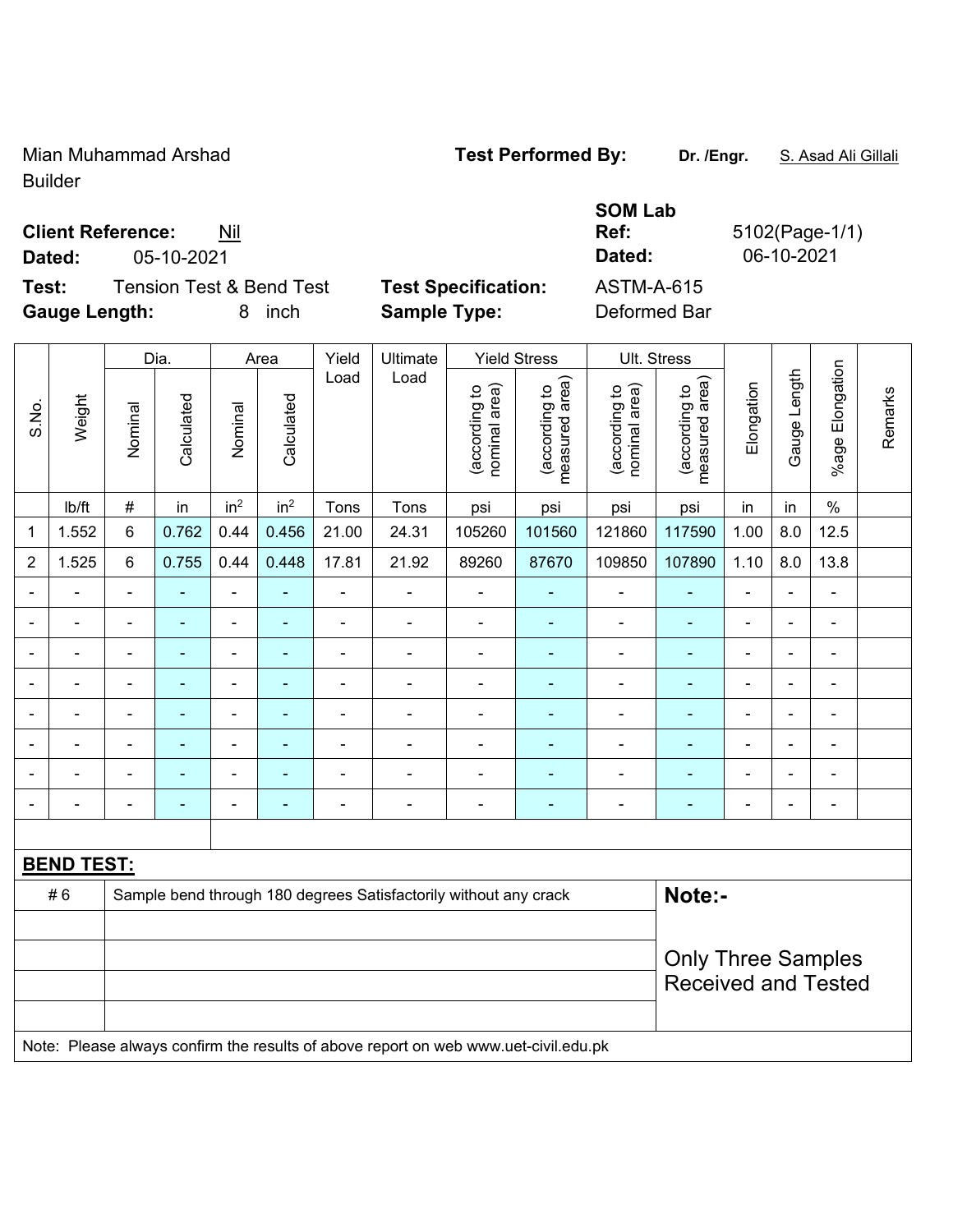Mian Muhammad Arshad
Builder

**Test Performed By:** **Dr. /Engr.** S. Asad Ali Gillali

**Client Reference:** Nil
**Dated:** 05-10-2021

**SOM Lab Ref:** 5102(Page-1/1)
**Dated:** 06-10-2021

**Test:** Tension Test & Bend Test
**Gauge Length:** 8 inch

**Test Specification:** ASTM-A-615
**Sample Type:** Deformed Bar

| S.No. | Weight | Dia. | | Area | | Yield Load | Ultimate Load | Yield Stress | | Ult. Stress | | Elongation | Gauge Length | %age Elongation | Remarks |
|---|---|---|---|---|---|---|---|---|---|---|---|---|---|---|---|
| | | Nominal | Calculated | Nominal | Calculated | | | (according to nominal area) | (according to measured area) | (according to nominal area) | (according to measured area) | | | | |
| | lb/ft | # | in | in² | in² | Tons | Tons | psi | psi | psi | psi | in | in | % | |
| 1 | 1.552 | 6 | 0.762 | 0.44 | 0.456 | 21.00 | 24.31 | 105260 | 101560 | 121860 | 117590 | 1.00 | 8.0 | 12.5 | |
| 2 | 1.525 | 6 | 0.755 | 0.44 | 0.448 | 17.81 | 21.92 | 89260 | 87670 | 109850 | 107890 | 1.10 | 8.0 | 13.8 | |
| - | - | - | - | - | - | - | - | - | - | - | - | - | - | - | |
| - | - | - | - | - | - | - | - | - | - | - | - | - | - | - | |
| - | - | - | - | - | - | - | - | - | - | - | - | - | - | - | |
| - | - | - | - | - | - | - | - | - | - | - | - | - | - | - | |
| - | - | - | - | - | - | - | - | - | - | - | - | - | - | - | |
| - | - | - | - | - | - | - | - | - | - | - | - | - | - | - | |
| - | - | - | - | - | - | - | - | - | - | - | - | - | - | - | |
| - | - | - | - | - | - | - | - | - | - | - | - | - | - | - | |

**BEND TEST:**

| | | |
|---|---|---|
| # 6 | Sample bend through 180 degrees Satisfactorily without any crack | **Note:-** |
| | | Only Three Samples Received and Tested |

Note: Please always confirm the results of above report on web www.uet-civil.edu.pk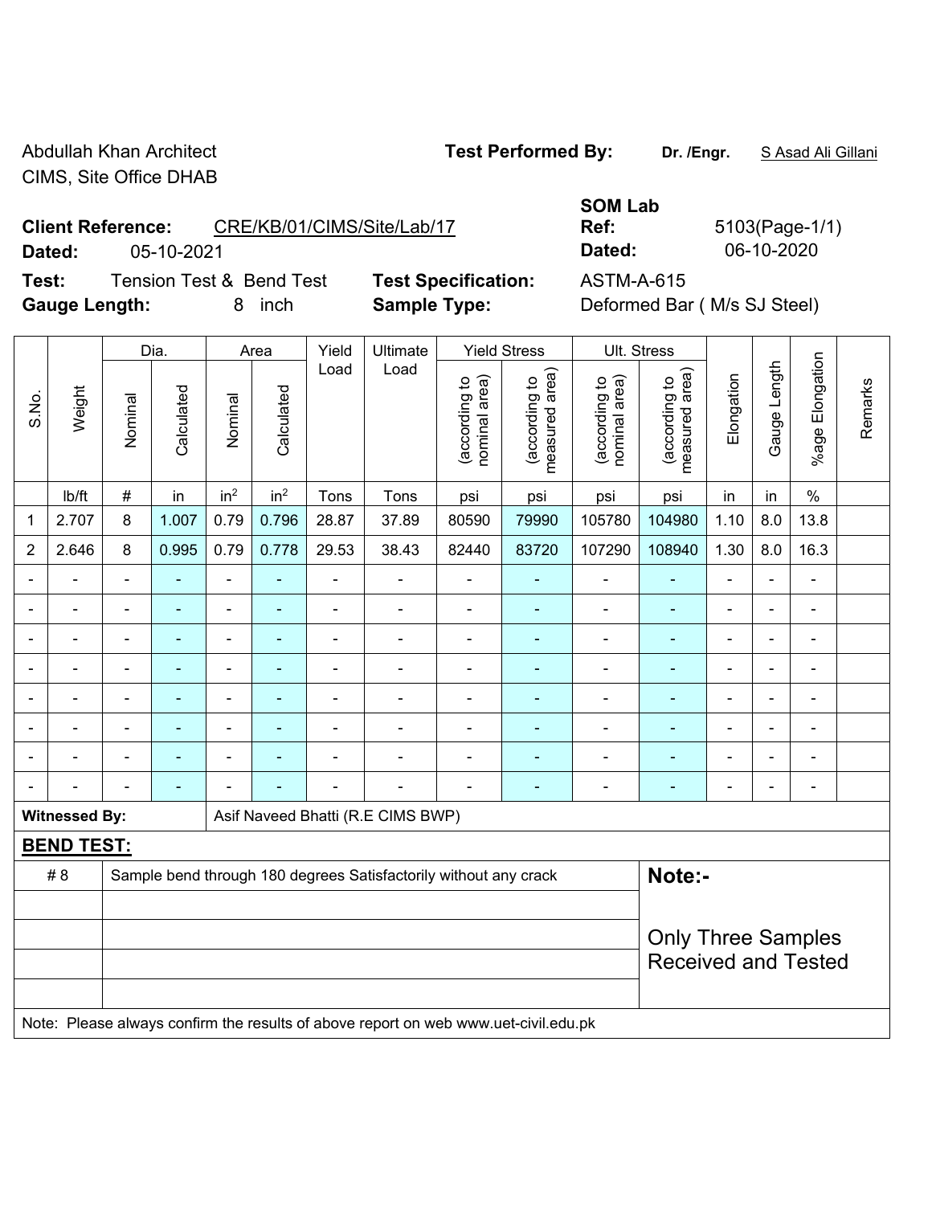Abdullah Khan Architect
CIMS, Site Office DHAB

**Test Performed By:** **Dr. /Engr.** S Asad Ali Gillani

**Client Reference:** CRE/KB/01/CIMS/Site/Lab/17
**Dated:** 05-10-2021

**SOM Lab Ref:** 5103(Page-1/1)
**Dated:** 06-10-2020

**Test:** Tension Test & Bend Test
**Test Specification:** ASTM-A-615
**Gauge Length:** 8 inch
**Sample Type:** Deformed Bar ( M/s SJ Steel)

| S.No. | Weight | Dia. | | Area | | Yield Load | Ultimate Load | Yield Stress | | Ult. Stress | | Elongation | Gauge Length | %age Elongation | Remarks |
|---|---|---|---|---|---|---|---|---|---|---|---|---|---|---|---|
| | | Nominal | Calculated | Nominal | Calculated | | | (according to nominal area) | (according to measured area) | (according to nominal area) | (according to measured area) | | | | |
| | lb/ft | # | in | in$^2$ | in$^2$ | Tons | Tons | psi | psi | psi | psi | in | in | % | |
| 1 | 2.707 | 8 | 1.007 | 0.79 | 0.796 | 28.87 | 37.89 | 80590 | 79990 | 105780 | 104980 | 1.10 | 8.0 | 13.8 | |
| 2 | 2.646 | 8 | 0.995 | 0.79 | 0.778 | 29.53 | 38.43 | 82440 | 83720 | 107290 | 108940 | 1.30 | 8.0 | 16.3 | |
| - | - | - | - | - | - | - | - | - | - | - | - | - | - | - | |
| - | - | - | - | - | - | - | - | - | - | - | - | - | - | - | |
| - | - | - | - | - | - | - | - | - | - | - | - | - | - | - | |
| - | - | - | - | - | - | - | - | - | - | - | - | - | - | - | |
| - | - | - | - | - | - | - | - | - | - | - | - | - | - | - | |
| - | - | - | - | - | - | - | - | - | - | - | - | - | - | - | |
| - | - | - | - | - | - | - | - | - | - | - | - | - | - | - | |
| - | - | - | - | - | - | - | - | - | - | - | - | - | - | - | |

**Witnessed By:** Asif Naveed Bhatti (R.E CIMS BWP)

**BEND TEST:**

| | | |
|---|---|---|
| # 8 | Sample bend through 180 degrees Satisfactorily without any crack | **Note:-** |
| | | Only Three Samples Received and Tested |

Note: Please always confirm the results of above report on web www.uet-civil.edu.pk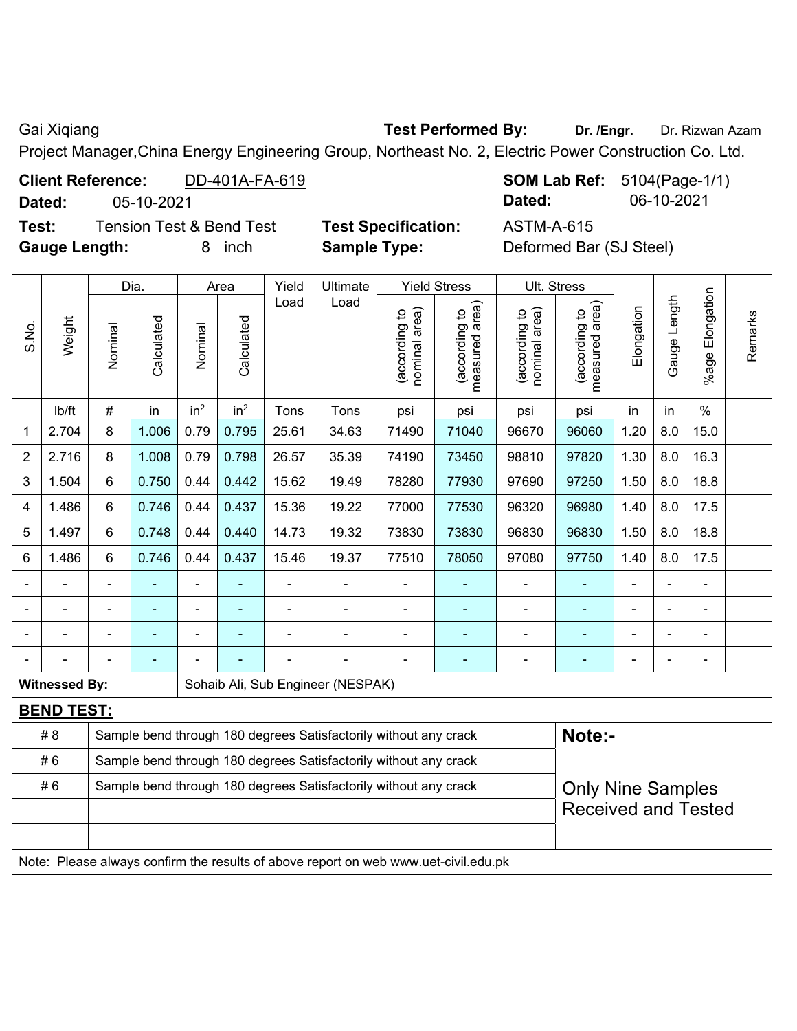Gai Xiqiang **Test Performed By:** **Dr. /Engr.** Dr. Rizwan Azam

Project Manager,China Energy Engineering Group, Northeast No. 2, Electric Power Construction Co. Ltd.

**Client Reference:** DD-401A-FA-619 **SOM Lab Ref:** 5104(Page-1/1)

**Dated:** 05-10-2021 **Dated:** 06-10-2021

**Test:** Tension Test & Bend Test **Test Specification:** ASTM-A-615

**Gauge Length:** 8 inch **Sample Type:** Deformed Bar (SJ Steel)

| S.No. | Weight | Dia. | | Area | | Yield Load | Ultimate Load | Yield Stress | | Ult. Stress | | Elongation | Gauge Length | %age Elongation | Remarks |
|---|---|---|---|---|---|---|---|---|---|---|---|---|---|---|---|
| | | Nominal | Calculated | Nominal | Calculated | | | (according to nominal area) | (according to measured area) | (according to nominal area) | (according to measured area) | | | | |
| | lb/ft | # | in | $in^2$ | $in^2$ | Tons | Tons | psi | psi | psi | psi | in | in | % | |
| 1 | 2.704 | 8 | 1.006 | 0.79 | 0.795 | 25.61 | 34.63 | 71490 | 71040 | 96670 | 96060 | 1.20 | 8.0 | 15.0 | |
| 2 | 2.716 | 8 | 1.008 | 0.79 | 0.798 | 26.57 | 35.39 | 74190 | 73450 | 98810 | 97820 | 1.30 | 8.0 | 16.3 | |
| 3 | 1.504 | 6 | 0.750 | 0.44 | 0.442 | 15.62 | 19.49 | 78280 | 77930 | 97690 | 97250 | 1.50 | 8.0 | 18.8 | |
| 4 | 1.486 | 6 | 0.746 | 0.44 | 0.437 | 15.36 | 19.22 | 77000 | 77530 | 96320 | 96980 | 1.40 | 8.0 | 17.5 | |
| 5 | 1.497 | 6 | 0.748 | 0.44 | 0.440 | 14.73 | 19.32 | 73830 | 73830 | 96830 | 96830 | 1.50 | 8.0 | 18.8 | |
| 6 | 1.486 | 6 | 0.746 | 0.44 | 0.437 | 15.46 | 19.37 | 77510 | 78050 | 97080 | 97750 | 1.40 | 8.0 | 17.5 | |
| - | - | - | - | - | - | - | - | - | - | - | - | - | - | - | |
| - | - | - | - | - | - | - | - | - | - | - | - | - | - | - | |
| - | - | - | - | - | - | - | - | - | - | - | - | - | - | - | |
| - | - | - | - | - | - | - | - | - | - | - | - | - | - | - | |

**Witnessed By:** Sohaib Ali, Sub Engineer (NESPAK)

**BEND TEST:**

| | | |
|---|---|---|
| # 8 | Sample bend through 180 degrees Satisfactorily without any crack | **Note:-** |
| # 6 | Sample bend through 180 degrees Satisfactorily without any crack | |
| # 6 | Sample bend through 180 degrees Satisfactorily without any crack | Only Nine Samples Received and Tested |
| | | |
| | | |

Note: Please always confirm the results of above report on web www.uet-civil.edu.pk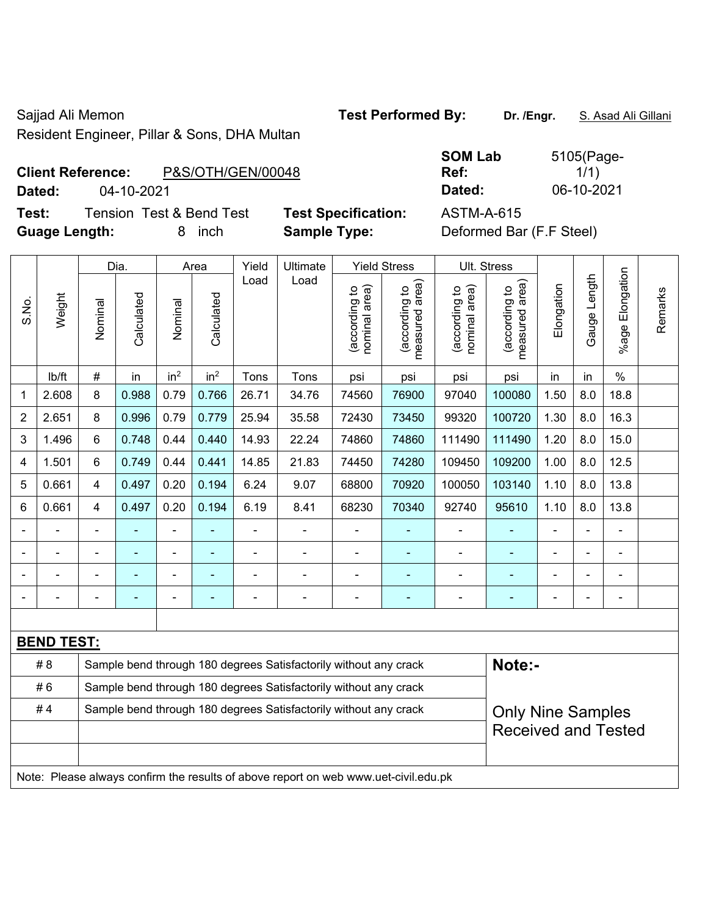Sajjad Ali Memon
Resident Engineer, Pillar & Sons, DHA Multan

**Test Performed By:** **Dr. /Engr.** S. Asad Ali Gillani

**Client Reference:** P&S/OTH/GEN/00048
**Dated:** 04-10-2021

**SOM Lab Ref:** 5105(Page-1/1)
**Dated:** 06-10-2021

**Test:** Tension Test & Bend Test
**Guage Length:** 8 inch

**Test Specification:** ASTM-A-615
**Sample Type:** Deformed Bar (F.F Steel)

| S.No. | Weight | Dia. | | Area | | Yield Load | Ultimate Load | Yield Stress | | Ult. Stress | | Elongation | Gauge Length | %age Elongation | Remarks |
|---|---|---|---|---|---|---|---|---|---|---|---|---|---|---|---|
| | | Nominal | Calculated | Nominal | Calculated | | | (according to nominal area) | (according to measured area) | (according to nominal area) | (according to measured area) | | | | |
| | lb/ft | # | in | $in^2$ | $in^2$ | Tons | Tons | psi | psi | psi | psi | in | in | % | |
| 1 | 2.608 | 8 | 0.988 | 0.79 | 0.766 | 26.71 | 34.76 | 74560 | 76900 | 97040 | 100080 | 1.50 | 8.0 | 18.8 | |
| 2 | 2.651 | 8 | 0.996 | 0.79 | 0.779 | 25.94 | 35.58 | 72430 | 73450 | 99320 | 100720 | 1.30 | 8.0 | 16.3 | |
| 3 | 1.496 | 6 | 0.748 | 0.44 | 0.440 | 14.93 | 22.24 | 74860 | 74860 | 111490 | 111490 | 1.20 | 8.0 | 15.0 | |
| 4 | 1.501 | 6 | 0.749 | 0.44 | 0.441 | 14.85 | 21.83 | 74450 | 74280 | 109450 | 109200 | 1.00 | 8.0 | 12.5 | |
| 5 | 0.661 | 4 | 0.497 | 0.20 | 0.194 | 6.24 | 9.07 | 68800 | 70920 | 100050 | 103140 | 1.10 | 8.0 | 13.8 | |
| 6 | 0.661 | 4 | 0.497 | 0.20 | 0.194 | 6.19 | 8.41 | 68230 | 70340 | 92740 | 95610 | 1.10 | 8.0 | 13.8 | |
| - | - | - | - | - | - | - | - | - | - | - | - | - | - | - | |
| - | - | - | - | - | - | - | - | - | - | - | - | - | - | - | |
| - | - | - | - | - | - | - | - | - | - | - | - | - | - | - | |
| - | - | - | - | - | - | - | - | - | - | - | - | - | - | - | |

**BEND TEST:**

| | |
|---|---|
| # 8 | Sample bend through 180 degrees Satisfactorily without any crack |
| # 6 | Sample bend through 180 degrees Satisfactorily without any crack |
| # 4 | Sample bend through 180 degrees Satisfactorily without any crack |

**Note:-**

Only Nine Samples Received and Tested

Note: Please always confirm the results of above report on web www.uet-civil.edu.pk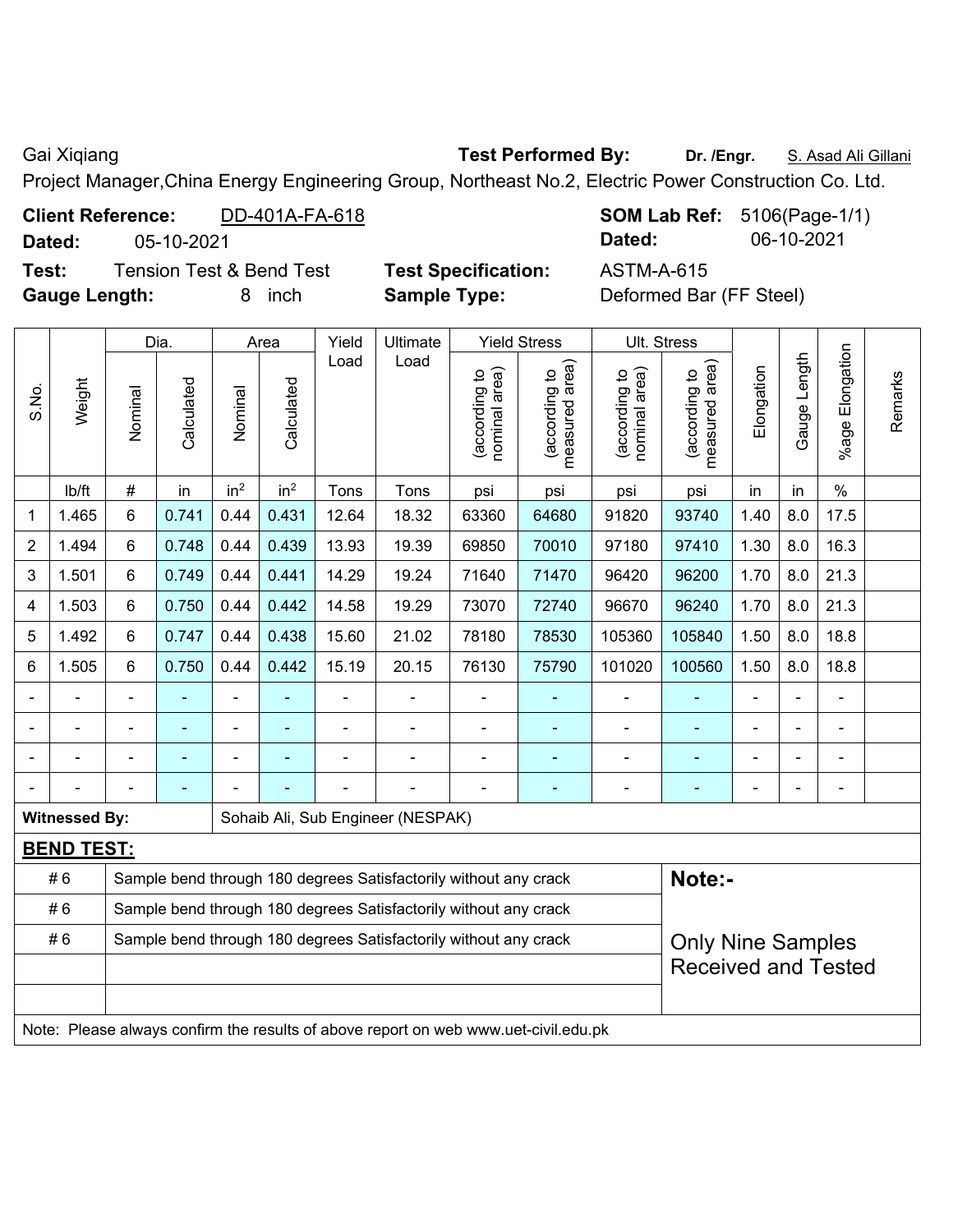Gai Xiqiang **Test Performed By:** **Dr. /Engr.** S. Asad Ali Gillani

Project Manager,China Energy Engineering Group, Northeast No.2, Electric Power Construction Co. Ltd.

**Client Reference:** DD-401A-FA-618 **SOM Lab Ref:** 5106(Page-1/1)

**Dated:** 05-10-2021 **Dated:** 06-10-2021

**Test:** Tension Test & Bend Test **Test Specification:** ASTM-A-615

**Gauge Length:** 8 inch **Sample Type:** Deformed Bar (FF Steel)

| S.No. | Weight | Dia. | | Area | | Yield Load | Ultimate Load | Yield Stress | | Ult. Stress | | Elongation | Gauge Length | %age Elongation | Remarks |
|---|---|---|---|---|---|---|---|---|---|---|---|---|---|---|---|
| | | Nominal | Calculated | Nominal | Calculated | | | (according to nominal area) | (according to measured area) | (according to nominal area) | (according to measured area) | | | | |
| | lb/ft | # | in | in² | in² | Tons | Tons | psi | psi | psi | psi | in | in | % | |
| 1 | 1.465 | 6 | 0.741 | 0.44 | 0.431 | 12.64 | 18.32 | 63360 | 64680 | 91820 | 93740 | 1.40 | 8.0 | 17.5 | |
| 2 | 1.494 | 6 | 0.748 | 0.44 | 0.439 | 13.93 | 19.39 | 69850 | 70010 | 97180 | 97410 | 1.30 | 8.0 | 16.3 | |
| 3 | 1.501 | 6 | 0.749 | 0.44 | 0.441 | 14.29 | 19.24 | 71640 | 71470 | 96420 | 96200 | 1.70 | 8.0 | 21.3 | |
| 4 | 1.503 | 6 | 0.750 | 0.44 | 0.442 | 14.58 | 19.29 | 73070 | 72740 | 96670 | 96240 | 1.70 | 8.0 | 21.3 | |
| 5 | 1.492 | 6 | 0.747 | 0.44 | 0.438 | 15.60 | 21.02 | 78180 | 78530 | 105360 | 105840 | 1.50 | 8.0 | 18.8 | |
| 6 | 1.505 | 6 | 0.750 | 0.44 | 0.442 | 15.19 | 20.15 | 76130 | 75790 | 101020 | 100560 | 1.50 | 8.0 | 18.8 | |
| - | - | - | - | - | - | - | - | - | - | - | - | - | - | - | |
| - | - | - | - | - | - | - | - | - | - | - | - | - | - | - | |
| - | - | - | - | - | - | - | - | - | - | - | - | - | - | - | |
| - | - | - | - | - | - | - | - | - | - | - | - | - | - | - | |

**Witnessed By:** Sohaib Ali, Sub Engineer (NESPAK)

**BEND TEST:**

| | | |
|---|---|---|
| # 6 | Sample bend through 180 degrees Satisfactorily without any crack | **Note:-** |
| # 6 | Sample bend through 180 degrees Satisfactorily without any crack | |
| # 6 | Sample bend through 180 degrees Satisfactorily without any crack | Only Nine Samples Received and Tested |
| | | |
| | | |

Note: Please always confirm the results of above report on web www.uet-civil.edu.pk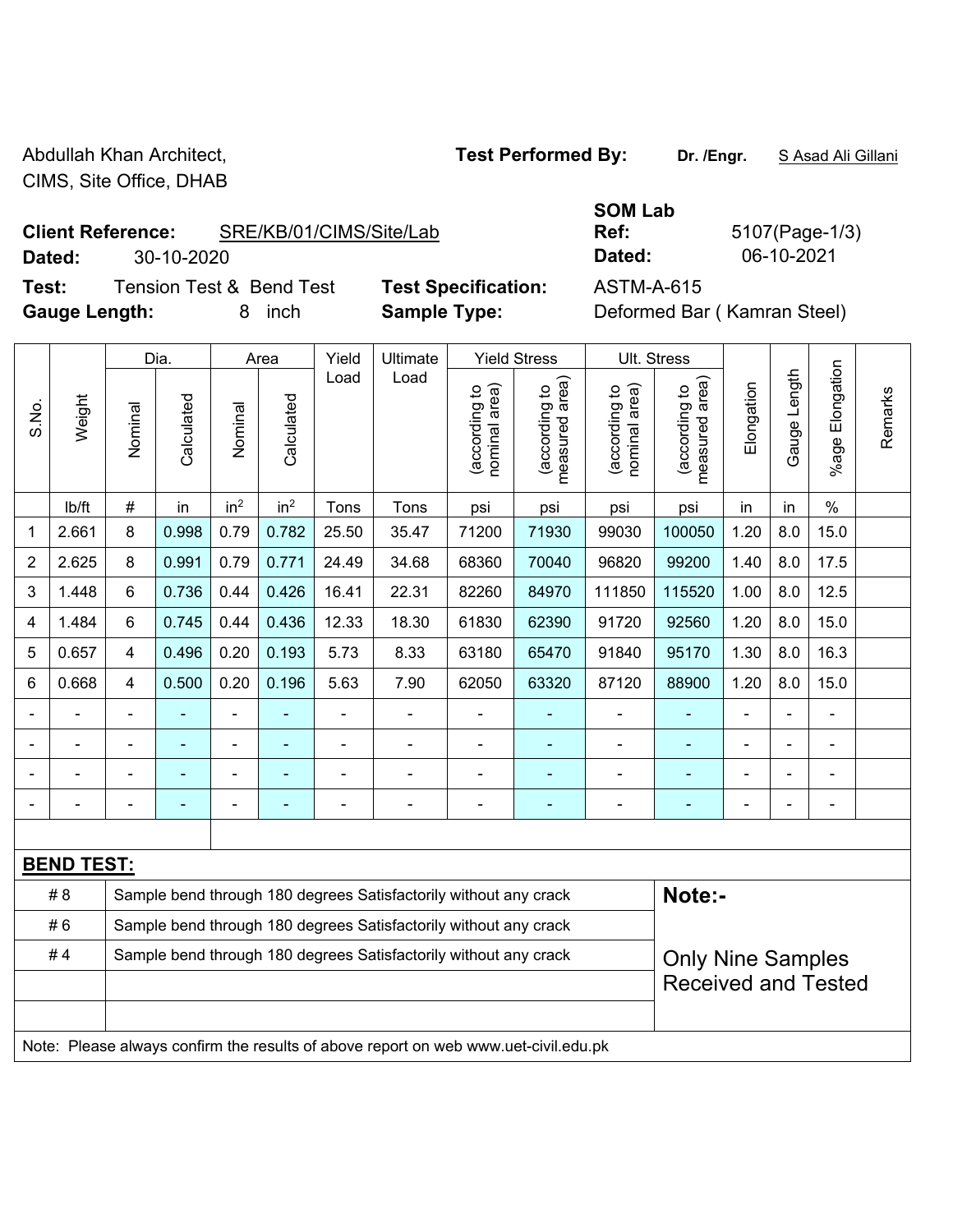Abdullah Khan Architect,
CIMS, Site Office, DHAB

**Test Performed By:** **Dr. /Engr.** S Asad Ali Gillani

**Client Reference:** SRE/KB/01/CIMS/Site/Lab
**Dated:** 30-10-2020

**SOM Lab Ref:** 5107(Page-1/3)
**Dated:** 06-10-2021

**Test:** Tension Test & Bend Test
**Gauge Length:** 8 inch

**Test Specification:** ASTM-A-615
**Sample Type:** Deformed Bar ( Kamran Steel)

| S.No. | Weight | Dia. | | Area | | Yield Load | Ultimate Load | Yield Stress | | Ult. Stress | | Elongation | Gauge Length | %age Elongation | Remarks |
|---|---|---|---|---|---|---|---|---|---|---|---|---|---|---|---|
| | | Nominal | Calculated | Nominal | Calculated | | | (according to nominal area) | (according to measured area) | (according to nominal area) | (according to measured area) | | | | |
| | lb/ft | # | in | in$^2$ | in$^2$ | Tons | Tons | psi | psi | psi | psi | in | in | % | |
| 1 | 2.661 | 8 | 0.998 | 0.79 | 0.782 | 25.50 | 35.47 | 71200 | 71930 | 99030 | 100050 | 1.20 | 8.0 | 15.0 | |
| 2 | 2.625 | 8 | 0.991 | 0.79 | 0.771 | 24.49 | 34.68 | 68360 | 70040 | 96820 | 99200 | 1.40 | 8.0 | 17.5 | |
| 3 | 1.448 | 6 | 0.736 | 0.44 | 0.426 | 16.41 | 22.31 | 82260 | 84970 | 111850 | 115520 | 1.00 | 8.0 | 12.5 | |
| 4 | 1.484 | 6 | 0.745 | 0.44 | 0.436 | 12.33 | 18.30 | 61830 | 62390 | 91720 | 92560 | 1.20 | 8.0 | 15.0 | |
| 5 | 0.657 | 4 | 0.496 | 0.20 | 0.193 | 5.73 | 8.33 | 63180 | 65470 | 91840 | 95170 | 1.30 | 8.0 | 16.3 | |
| 6 | 0.668 | 4 | 0.500 | 0.20 | 0.196 | 5.63 | 7.90 | 62050 | 63320 | 87120 | 88900 | 1.20 | 8.0 | 15.0 | |
| - | - | - | - | - | - | - | - | - | - | - | - | - | - | - | |
| - | - | - | - | - | - | - | - | - | - | - | - | - | - | - | |
| - | - | - | - | - | - | - | - | - | - | - | - | - | - | - | |
| - | - | - | - | - | - | - | - | - | - | - | - | - | - | - | |

**BEND TEST:**

| | | |
|---|---|---|
| # 8 | Sample bend through 180 degrees Satisfactorily without any crack | **Note:-** |
| # 6 | Sample bend through 180 degrees Satisfactorily without any crack | |
| # 4 | Sample bend through 180 degrees Satisfactorily without any crack | Only Nine Samples Received and Tested |
| | | |
| | | |

Note: Please always confirm the results of above report on web www.uet-civil.edu.pk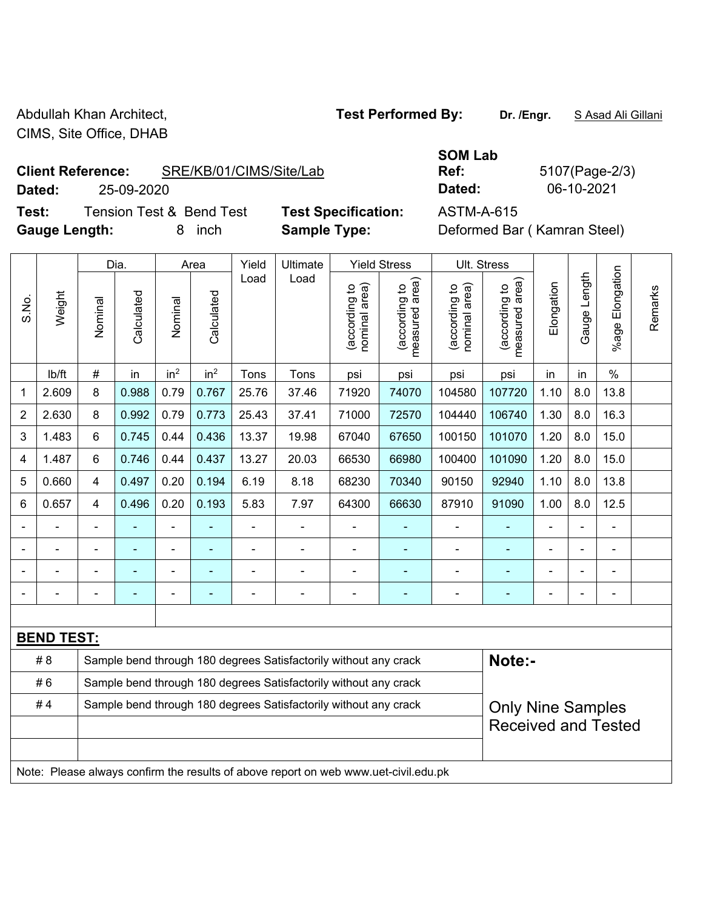Abdullah Khan Architect,
CIMS, Site Office, DHAB

**Test Performed By:** **Dr. /Engr.** S Asad Ali Gillani

**SOM Lab**

**Client Reference:** SRE/KB/01/CIMS/Site/Lab  **Ref:** 5107(Page-2/3)

**Dated:** 25-09-2020  **Dated:** 06-10-2021

**Test:** Tension Test & Bend Test  **Test Specification:** ASTM-A-615

**Gauge Length:** 8 inch  **Sample Type:** Deformed Bar ( Kamran Steel)

| S.No. | Weight | Dia. | | Area | | Yield Load | Ultimate Load | Yield Stress | | Ult. Stress | | Elongation | Gauge Length | %age Elongation | Remarks |
|---|---|---|---|---|---|---|---|---|---|---|---|---|---|---|---|
| | | Nominal | Calculated | Nominal | Calculated | | | (according to nominal area) | (according to measured area) | (according to nominal area) | (according to measured area) | | | | |
| | lb/ft | # | in | $in^2$ | $in^2$ | Tons | Tons | psi | psi | psi | psi | in | in | % | |
| 1 | 2.609 | 8 | 0.988 | 0.79 | 0.767 | 25.76 | 37.46 | 71920 | 74070 | 104580 | 107720 | 1.10 | 8.0 | 13.8 | |
| 2 | 2.630 | 8 | 0.992 | 0.79 | 0.773 | 25.43 | 37.41 | 71000 | 72570 | 104440 | 106740 | 1.30 | 8.0 | 16.3 | |
| 3 | 1.483 | 6 | 0.745 | 0.44 | 0.436 | 13.37 | 19.98 | 67040 | 67650 | 100150 | 101070 | 1.20 | 8.0 | 15.0 | |
| 4 | 1.487 | 6 | 0.746 | 0.44 | 0.437 | 13.27 | 20.03 | 66530 | 66980 | 100400 | 101090 | 1.20 | 8.0 | 15.0 | |
| 5 | 0.660 | 4 | 0.497 | 0.20 | 0.194 | 6.19 | 8.18 | 68230 | 70340 | 90150 | 92940 | 1.10 | 8.0 | 13.8 | |
| 6 | 0.657 | 4 | 0.496 | 0.20 | 0.193 | 5.83 | 7.97 | 64300 | 66630 | 87910 | 91090 | 1.00 | 8.0 | 12.5 | |
| - | - | - | - | - | - | - | - | - | - | - | - | - | - | - | |
| - | - | - | - | - | - | - | - | - | - | - | - | - | - | - | |
| - | - | - | - | - | - | - | - | - | - | - | - | - | - | - | |
| - | - | - | - | - | - | - | - | - | - | - | - | - | - | - | |

**BEND TEST:**

| | | |
|---|---|---|
| # 8 | Sample bend through 180 degrees Satisfactorily without any crack | **Note:-** |
| # 6 | Sample bend through 180 degrees Satisfactorily without any crack | |
| # 4 | Sample bend through 180 degrees Satisfactorily without any crack | Only Nine Samples Received and Tested |

Note: Please always confirm the results of above report on web www.uet-civil.edu.pk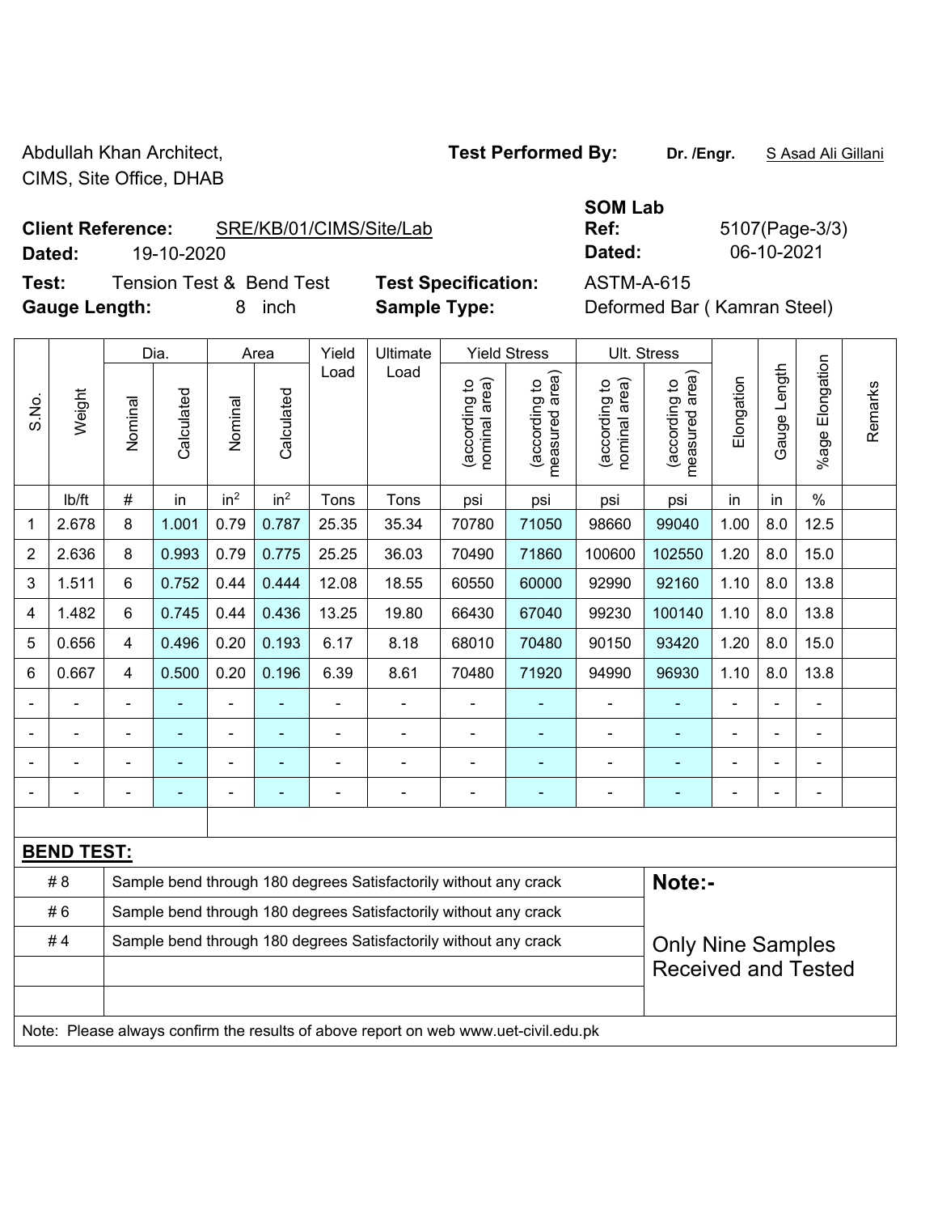Abdullah Khan Architect,
CIMS, Site Office, DHAB

**Test Performed By:** **Dr. /Engr.** S Asad Ali Gillani

**Client Reference:** SRE/KB/01/CIMS/Site/Lab
**Dated:** 19-10-2020

**SOM Lab Ref:** 5107(Page-3/3)
**Dated:** 06-10-2021

**Test:** Tension Test & Bend Test
**Test Specification:** ASTM-A-615
**Gauge Length:** 8 inch
**Sample Type:** Deformed Bar ( Kamran Steel)

| S.No. | Weight | Dia. | | Area | | Yield Load | Ultimate Load | Yield Stress | | Ult. Stress | | Elongation | Gauge Length | %age Elongation | Remarks |
|---|---|---|---|---|---|---|---|---|---|---|---|---|---|---|---|
| | | Nominal | Calculated | Nominal | Calculated | | | (according to nominal area) | (according to measured area) | (according to nominal area) | (according to measured area) | | | | |
| | lb/ft | # | in | in² | in² | Tons | Tons | psi | psi | psi | psi | in | in | % | |
| 1 | 2.678 | 8 | 1.001 | 0.79 | 0.787 | 25.35 | 35.34 | 70780 | 71050 | 98660 | 99040 | 1.00 | 8.0 | 12.5 | |
| 2 | 2.636 | 8 | 0.993 | 0.79 | 0.775 | 25.25 | 36.03 | 70490 | 71860 | 100600 | 102550 | 1.20 | 8.0 | 15.0 | |
| 3 | 1.511 | 6 | 0.752 | 0.44 | 0.444 | 12.08 | 18.55 | 60550 | 60000 | 92990 | 92160 | 1.10 | 8.0 | 13.8 | |
| 4 | 1.482 | 6 | 0.745 | 0.44 | 0.436 | 13.25 | 19.80 | 66430 | 67040 | 99230 | 100140 | 1.10 | 8.0 | 13.8 | |
| 5 | 0.656 | 4 | 0.496 | 0.20 | 0.193 | 6.17 | 8.18 | 68010 | 70480 | 90150 | 93420 | 1.20 | 8.0 | 15.0 | |
| 6 | 0.667 | 4 | 0.500 | 0.20 | 0.196 | 6.39 | 8.61 | 70480 | 71920 | 94990 | 96930 | 1.10 | 8.0 | 13.8 | |
| - | - | - | - | - | - | - | - | - | - | - | - | - | - | - | |
| - | - | - | - | - | - | - | - | - | - | - | - | - | - | - | |
| - | - | - | - | - | - | - | - | - | - | - | - | - | - | - | |
| - | - | - | - | - | - | - | - | - | - | - | - | - | - | - | |

**BEND TEST:**

| | | |
|---|---|---|
| # 8 | Sample bend through 180 degrees Satisfactorily without any crack | **Note:-** |
| # 6 | Sample bend through 180 degrees Satisfactorily without any crack | |
| # 4 | Sample bend through 180 degrees Satisfactorily without any crack | Only Nine Samples Received and Tested |

Note: Please always confirm the results of above report on web www.uet-civil.edu.pk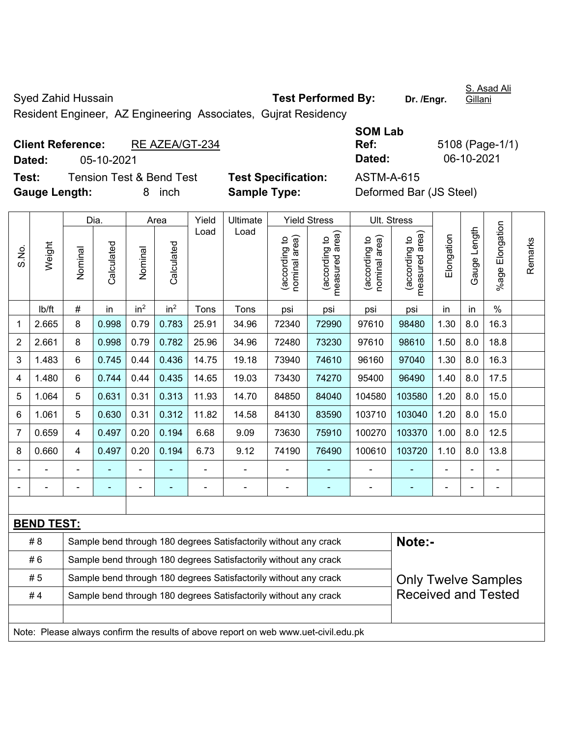Syyed Zahid Hussain

Resident Engineer, AZ Engineering Associates, Gujrat Residency

**Test Performed By:** **Dr. /Engr.** S. Asad Ali Gillani

**Client Reference:** RE AZEA/GT-234

**Dated:** 05-10-2021

**SOM Lab Ref:** 5108 (Page-1/1)

**Dated:** 06-10-2021

**Test:** Tension Test & Bend Test

**Test Specification:** ASTM-A-615

**Gauge Length:** 8 inch

**Sample Type:** Deformed Bar (JS Steel)

| S.No. | Weight | Dia. | | Area | | Yield Load | Ultimate Load | Yield Stress | | Ult. Stress | | Elongation | Gauge Length | %age Elongation | Remarks |
|---|---|---|---|---|---|---|---|---|---|---|---|---|---|---|---|
| | | Nominal | Calculated | Nominal | Calculated | | | (according to nominal area) | (according to measured area) | (according to nominal area) | (according to measured area) | | | | |
| | lb/ft | # | in | in$^2$ | in$^2$ | Tons | Tons | psi | psi | psi | psi | in | in | % | |
| 1 | 2.665 | 8 | 0.998 | 0.79 | 0.783 | 25.91 | 34.96 | 72340 | 72990 | 97610 | 98480 | 1.30 | 8.0 | 16.3 | |
| 2 | 2.661 | 8 | 0.998 | 0.79 | 0.782 | 25.96 | 34.96 | 72480 | 73230 | 97610 | 98610 | 1.50 | 8.0 | 18.8 | |
| 3 | 1.483 | 6 | 0.745 | 0.44 | 0.436 | 14.75 | 19.18 | 73940 | 74610 | 96160 | 97040 | 1.30 | 8.0 | 16.3 | |
| 4 | 1.480 | 6 | 0.744 | 0.44 | 0.435 | 14.65 | 19.03 | 73430 | 74270 | 95400 | 96490 | 1.40 | 8.0 | 17.5 | |
| 5 | 1.064 | 5 | 0.631 | 0.31 | 0.313 | 11.93 | 14.70 | 84850 | 84040 | 104580 | 103580 | 1.20 | 8.0 | 15.0 | |
| 6 | 1.061 | 5 | 0.630 | 0.31 | 0.312 | 11.82 | 14.58 | 84130 | 83590 | 103710 | 103040 | 1.20 | 8.0 | 15.0 | |
| 7 | 0.659 | 4 | 0.497 | 0.20 | 0.194 | 6.68 | 9.09 | 73630 | 75910 | 100270 | 103370 | 1.00 | 8.0 | 12.5 | |
| 8 | 0.660 | 4 | 0.497 | 0.20 | 0.194 | 6.73 | 9.12 | 74190 | 76490 | 100610 | 103720 | 1.10 | 8.0 | 13.8 | |
| - | - | - | - | - | - | - | - | - | - | - | - | - | - | - | |
| - | - | - | - | - | - | - | - | - | - | - | - | - | - | - | |

**BEND TEST:**

| | |
|---|---|
| # 8 | Sample bend through 180 degrees Satisfactorily without any crack |
| # 6 | Sample bend through 180 degrees Satisfactorily without any crack |
| # 5 | Sample bend through 180 degrees Satisfactorily without any crack |
| # 4 | Sample bend through 180 degrees Satisfactorily without any crack |

**Note:-**

Only Twelve Samples Received and Tested

Note: Please always confirm the results of above report on web www.uet-civil.edu.pk